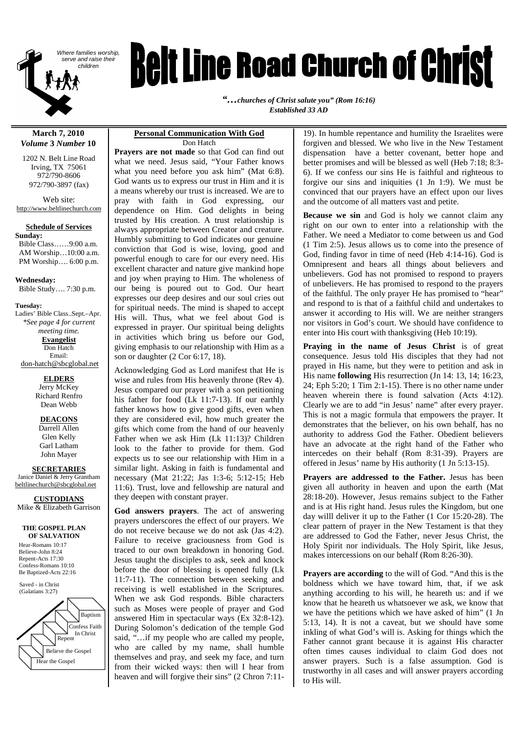# Belt Line Road Church of Christ

*Where families worship, serve and raise their children*

***"…churches of Christ salute you" (Rom 16:16)***
***Established 33 AD***

**March 7, 2010**
***Volume 3 Number 10***

1202 N. Belt Line Road
Irving, TX 75061
972/790-8606
972/790-3897 (fax)

Web site:
http://www.beltlinechurch.com

**Schedule of Services**

**Sunday:**
Bible Class……9:00 a.m.
AM Worship…10:00 a.m.
PM Worship…. 6:00 p.m.

**Wednesday:**
Bible Study…. 7:30 p.m.

**Tuesday:**
Ladies' Bible Class..Sept.–Apr.
*\*See page 4 for current meeting time.*

**Evangelist**
Don Hatch
Email:
don-hatch@sbcglobal.net

**ELDERS**
Jerry McKey
Richard Renfro
Dean Webb

**DEACONS**
Darrell Allen
Glen Kelly
Garl Latham
John Mayer

**SECRETARIES**
Janice Daniel & Jerry Grantham
beltlinechurch@sbcglobal.net

**CUSTODIANS**
Mike & Elizabeth Garrison

**THE GOSPEL PLAN OF SALVATION**

Hear-Romans 10:17
Believe-John 8:24
Repent-Acts 17:30
Confess-Romans 10:10
Be Baptized-Acts 22:16

Saved - in Christ
(Galatians 3:27)

Hear the Gospel → Believe the Gospel → Repent → Confess Faith In Christ → Baptism

## Personal Communication With God

Don Hatch

**Prayers are not made** so that God can find out what we need. Jesus said, "Your Father knows what you need before you ask him" (Mat 6:8). God wants us to express our trust in Him and it is a means whereby our trust is increased. We are to pray with faith in God expressing, our dependence on Him. God delights in being trusted by His creation. A trust relationship is always appropriate between Creator and creature. Humbly submitting to God indicates our genuine conviction that God is wise, loving, good and powerful enough to care for our every need. His excellent character and nature give mankind hope and joy when praying to Him. The wholeness of our being is poured out to God. Our heart expresses our deep desires and our soul cries out for spiritual needs. The mind is shaped to accept His will. Thus, what we feel about God is expressed in prayer. Our spiritual being delights in activities which bring us before our God, giving emphasis to our relationship with Him as a son or daughter (2 Cor 6:17, 18).

Acknowledging God as Lord manifest that He is wise and rules from His heavenly throne (Rev 4). Jesus compared our prayer with a son petitioning his father for food (Lk 11:7-13). If our earthly father knows how to give good gifts, even when they are considered evil, how much greater the gifts which come from the hand of our heavenly Father when we ask Him (Lk 11:13)? Children look to the father to provide for them. God expects us to see our relationship with Him in a similar light. Asking in faith is fundamental and necessary (Mat 21:22; Jas 1:3-6; 5:12-15; Heb 11:6). Trust, love and fellowship are natural and they deepen with constant prayer.

**God answers prayers**. The act of answering prayers underscores the effect of our prayers. We do not receive because we do not ask (Jas 4:2). Failure to receive graciousness from God is traced to our own breakdown in honoring God. Jesus taught the disciples to ask, seek and knock before the door of blessing is opened fully (Lk 11:7-11). The connection between seeking and receiving is well established in the Scriptures. When we ask God responds. Bible characters such as Moses were people of prayer and God answered Him in spectacular ways (Ex 32:8-12). During Solomon's dedication of the temple God said, "…if my people who are called my people, who are called by my name, shall humble themselves and pray, and seek my face, and turn from their wicked ways: then will I hear from heaven and will forgive their sins" (2 Chron 7:11-19). In humble repentance and humility the Israelites were forgiven and blessed. We who live in the New Testament dispensation have a better covenant, better hope and better promises and will be blessed as well (Heb 7:18; 8:3-6). If we confess our sins He is faithful and righteous to forgive our sins and iniquities (1 Jn 1:9). We must be convinced that our prayers have an effect upon our lives and the outcome of all matters vast and petite.

**Because we sin** and God is holy we cannot claim any right on our own to enter into a relationship with the Father. We need a Mediator to come between us and God (1 Tim 2:5). Jesus allows us to come into the presence of God, finding favor in time of need (Heb 4:14-16). God is Omnipresent and hears all things about believers and unbelievers. God has not promised to respond to prayers of unbelievers. He has promised to respond to the prayers of the faithful. The only prayer He has promised to "hear" and respond to is that of a faithful child and undertakes to answer it according to His will. We are neither strangers nor visitors in God's court. We should have confidence to enter into His court with thanksgiving (Heb 10:19).

**Praying in the name of Jesus Christ** is of great consequence. Jesus told His disciples that they had not prayed in His name, but they were to petition and ask in His name **following** His resurrection (Jn 14: 13, 14; 16:23, 24; Eph 5:20; 1 Tim 2:1-15). There is no other name under heaven wherein there is found salvation (Acts 4:12). Clearly we are to add "in Jesus' name" after every prayer. This is not a magic formula that empowers the prayer. It demonstrates that the believer, on his own behalf, has no authority to address God the Father. Obedient believers have an advocate at the right hand of the Father who intercedes on their behalf (Rom 8:31-39). Prayers are offered in Jesus' name by His authority (1 Jn 5:13-15).

**Prayers are addressed to the Father.** Jesus has been given all authority in heaven and upon the earth (Mat 28:18-20). However, Jesus remains subject to the Father and is at His right hand. Jesus rules the Kingdom, but one day willl deliver it up to the Father (1 Cor 15:20-28). The clear pattern of prayer in the New Testament is that they are addressed to God the Father, never Jesus Christ, the Holy Spirit nor individuals. The Holy Spirit, like Jesus, makes intercessions on our behalf (Rom 8:26-30).

**Prayers are according** to the will of God. "And this is the boldness which we have toward him, that, if we ask anything according to his will, he heareth us: and if we know that he heareth us whatsoever we ask, we know that we have the petitions which we have asked of him" (1 Jn 5:13, 14). It is not a caveat, but we should have some inkling of what God's will is. Asking for things which the Father cannot grant because it is against His character often times causes individual to claim God does not answer prayers. Such is a false assumption. God is trustworthy in all cases and will answer prayers according to His will.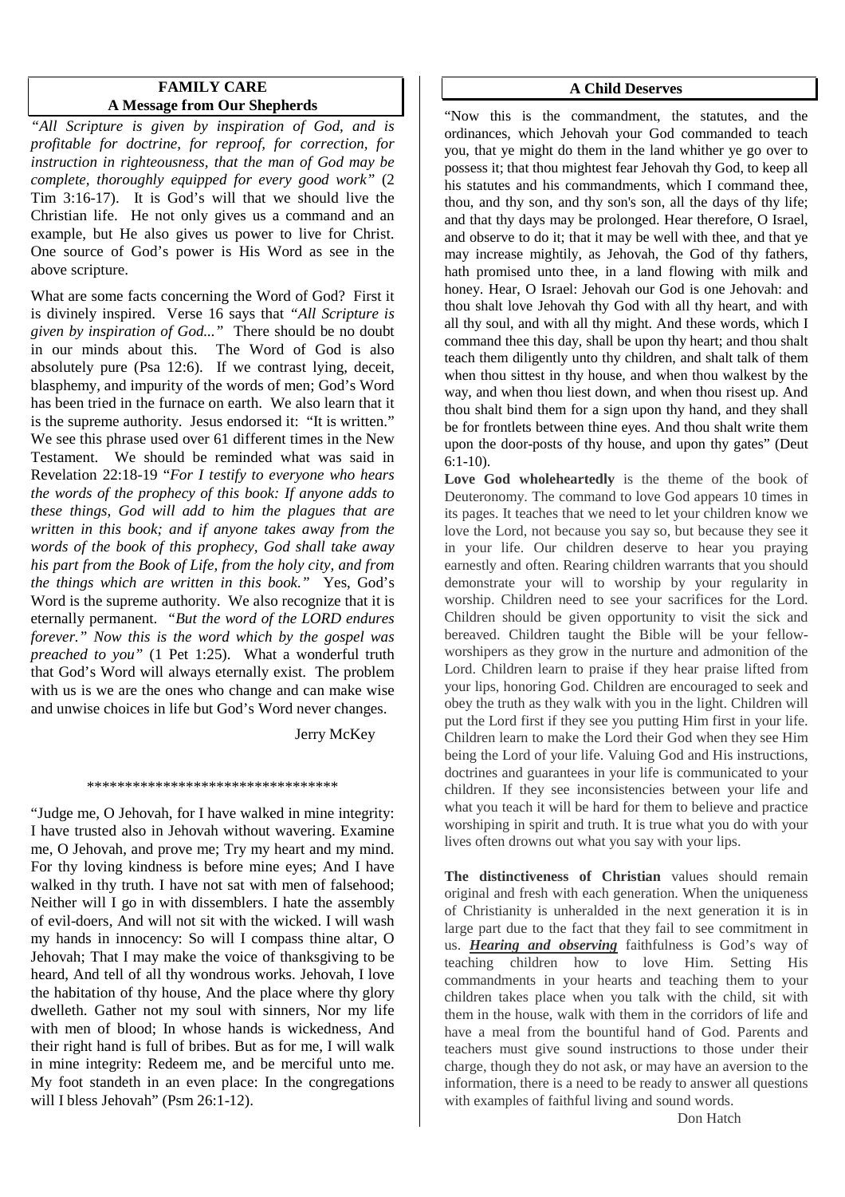## FAMILY CARE
## A Message from Our Shepherds

*"All Scripture is given by inspiration of God, and is profitable for doctrine, for reproof, for correction, for instruction in righteousness, that the man of God may be complete, thoroughly equipped for every good work"* (2 Tim 3:16-17). It is God's will that we should live the Christian life. He not only gives us a command and an example, but He also gives us power to live for Christ. One source of God's power is His Word as see in the above scripture.

What are some facts concerning the Word of God? First it is divinely inspired. Verse 16 says that *"All Scripture is given by inspiration of God..."* There should be no doubt in our minds about this. The Word of God is also absolutely pure (Psa 12:6). If we contrast lying, deceit, blasphemy, and impurity of the words of men; God's Word has been tried in the furnace on earth. We also learn that it is the supreme authority. Jesus endorsed it: "It is written." We see this phrase used over 61 different times in the New Testament. We should be reminded what was said in Revelation 22:18-19 *"For I testify to everyone who hears the words of the prophecy of this book: If anyone adds to these things, God will add to him the plagues that are written in this book; and if anyone takes away from the words of the book of this prophecy, God shall take away his part from the Book of Life, from the holy city, and from the things which are written in this book."* Yes, God's Word is the supreme authority. We also recognize that it is eternally permanent. *"But the word of the LORD endures forever." Now this is the word which by the gospel was preached to you"* (1 Pet 1:25). What a wonderful truth that God's Word will always eternally exist. The problem with us is we are the ones who change and can make wise and unwise choices in life but God's Word never changes.

Jerry McKey

\*\*\*\*\*\*\*\*\*\*\*\*\*\*\*\*\*\*\*\*\*\*\*\*\*\*\*\*\*\*\*\*\*\*

"Judge me, O Jehovah, for I have walked in mine integrity: I have trusted also in Jehovah without wavering. Examine me, O Jehovah, and prove me; Try my heart and my mind. For thy loving kindness is before mine eyes; And I have walked in thy truth. I have not sat with men of falsehood; Neither will I go in with dissemblers. I hate the assembly of evil-doers, And will not sit with the wicked. I will wash my hands in innocency: So will I compass thine altar, O Jehovah; That I may make the voice of thanksgiving to be heard, And tell of all thy wondrous works. Jehovah, I love the habitation of thy house, And the place where thy glory dwelleth. Gather not my soul with sinners, Nor my life with men of blood; In whose hands is wickedness, And their right hand is full of bribes. But as for me, I will walk in mine integrity: Redeem me, and be merciful unto me. My foot standeth in an even place: In the congregations will I bless Jehovah" (Psm 26:1-12).

## A Child Deserves

"Now this is the commandment, the statutes, and the ordinances, which Jehovah your God commanded to teach you, that ye might do them in the land whither ye go over to possess it; that thou mightest fear Jehovah thy God, to keep all his statutes and his commandments, which I command thee, thou, and thy son, and thy son's son, all the days of thy life; and that thy days may be prolonged. Hear therefore, O Israel, and observe to do it; that it may be well with thee, and that ye may increase mightily, as Jehovah, the God of thy fathers, hath promised unto thee, in a land flowing with milk and honey. Hear, O Israel: Jehovah our God is one Jehovah: and thou shalt love Jehovah thy God with all thy heart, and with all thy soul, and with all thy might. And these words, which I command thee this day, shall be upon thy heart; and thou shalt teach them diligently unto thy children, and shalt talk of them when thou sittest in thy house, and when thou walkest by the way, and when thou liest down, and when thou risest up. And thou shalt bind them for a sign upon thy hand, and they shall be for frontlets between thine eyes. And thou shalt write them upon the door-posts of thy house, and upon thy gates" (Deut 6:1-10).

**Love God wholeheartedly** is the theme of the book of Deuteronomy. The command to love God appears 10 times in its pages. It teaches that we need to let your children know we love the Lord, not because you say so, but because they see it in your life. Our children deserve to hear you praying earnestly and often. Rearing children warrants that you should demonstrate your will to worship by your regularity in worship. Children need to see your sacrifices for the Lord. Children should be given opportunity to visit the sick and bereaved. Children taught the Bible will be your fellow-worshipers as they grow in the nurture and admonition of the Lord. Children learn to praise if they hear praise lifted from your lips, honoring God. Children are encouraged to seek and obey the truth as they walk with you in the light. Children will put the Lord first if they see you putting Him first in your life. Children learn to make the Lord their God when they see Him being the Lord of your life. Valuing God and His instructions, doctrines and guarantees in your life is communicated to your children. If they see inconsistencies between your life and what you teach it will be hard for them to believe and practice worshiping in spirit and truth. It is true what you do with your lives often drowns out what you say with your lips.

**The distinctiveness of Christian** values should remain original and fresh with each generation. When the uniqueness of Christianity is unheralded in the next generation it is in large part due to the fact that they fail to see commitment in us. ***Hearing and observing*** faithfulness is God's way of teaching children how to love Him. Setting His commandments in your hearts and teaching them to your children takes place when you talk with the child, sit with them in the house, walk with them in the corridors of life and have a meal from the bountiful hand of God. Parents and teachers must give sound instructions to those under their charge, though they do not ask, or may have an aversion to the information, there is a need to be ready to answer all questions with examples of faithful living and sound words.

Don Hatch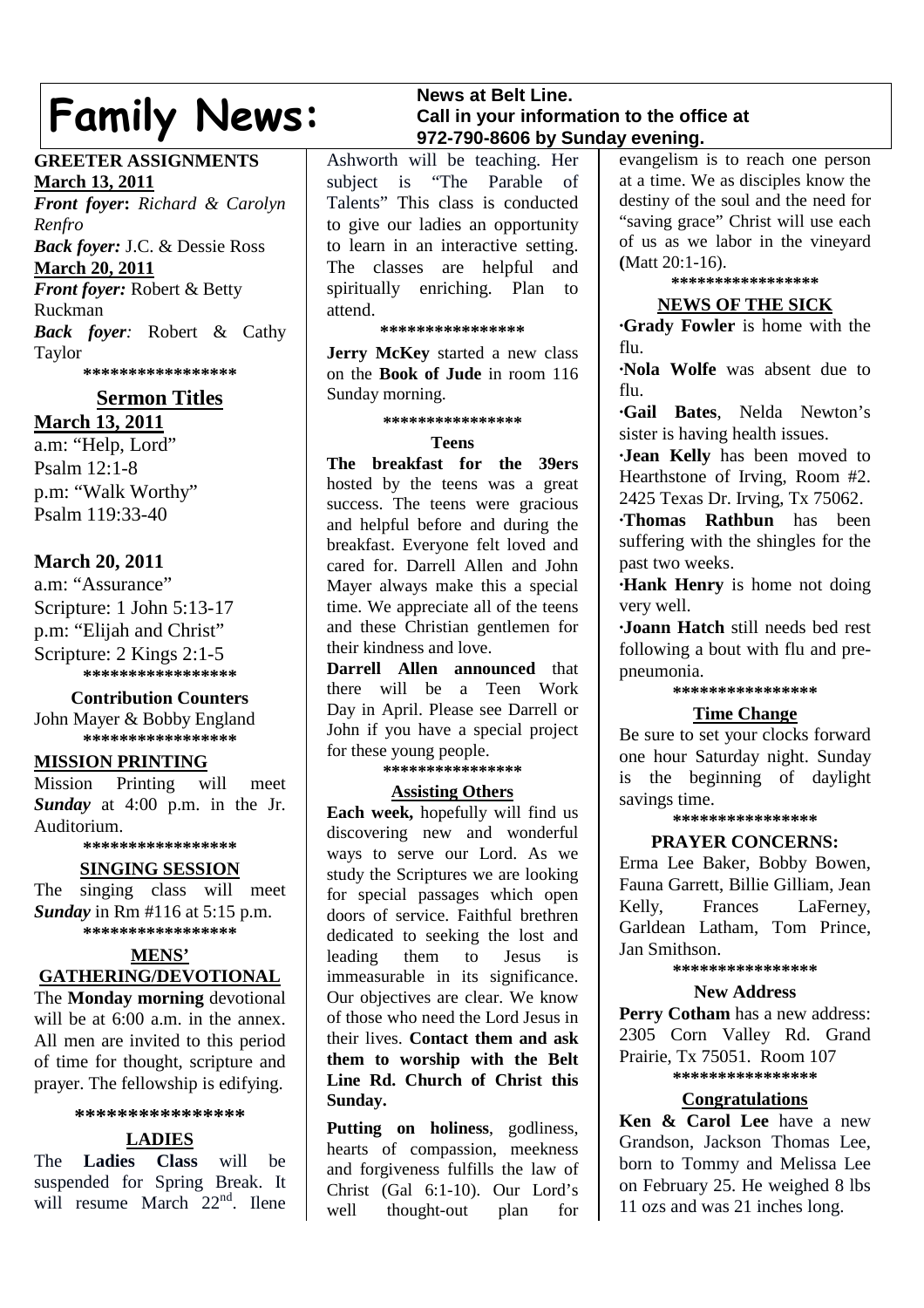# Family News:

**News at Belt Line.**
**Call in your information to the office at 972-790-8606 by Sunday evening.**

**GREETER ASSIGNMENTS**

**March 13, 2011**

***Front foyer*: *Richard & Carolyn Renfro***

***Back foyer:*** J.C. & Dessie Ross

**March 20, 2011**

***Front foyer:*** Robert & Betty Ruckman

***Back foyer*:** Robert & Cathy Taylor

\*\*\*\*\*\*\*\*\*\*\*\*\*\*\*\*\*

## Sermon Titles

**March 13, 2011**

a.m: "Help, Lord"
Psalm 12:1-8
p.m: "Walk Worthy"
Psalm 119:33-40

**March 20, 2011**

a.m: "Assurance"
Scripture: 1 John 5:13-17
p.m: "Elijah and Christ"
Scripture: 2 Kings 2:1-5

\*\*\*\*\*\*\*\*\*\*\*\*\*\*\*\*\*

**Contribution Counters**

John Mayer & Bobby England

\*\*\*\*\*\*\*\*\*\*\*\*\*\*\*\*\*

**MISSION PRINTING**

Mission Printing will meet ***Sunday*** at 4:00 p.m. in the Jr. Auditorium.

\*\*\*\*\*\*\*\*\*\*\*\*\*\*\*\*\*

**SINGING SESSION**

The singing class will meet ***Sunday*** in Rm #116 at 5:15 p.m.

\*\*\*\*\*\*\*\*\*\*\*\*\*\*\*\*\*

**MENS' GATHERING/DEVOTIONAL**

The **Monday morning** devotional will be at 6:00 a.m. in the annex. All men are invited to this period of time for thought, scripture and prayer. The fellowship is edifying.

\*\*\*\*\*\*\*\*\*\*\*\*\*\*\*\*

**LADIES**

The **Ladies Class** will be suspended for Spring Break. It will resume March 22nd. Ilene Ashworth will be teaching. Her subject is "The Parable of Talents" This class is conducted to give our ladies an opportunity to learn in an interactive setting. The classes are helpful and spiritually enriching. Plan to attend.

\*\*\*\*\*\*\*\*\*\*\*\*\*\*\*\*

**Jerry McKey** started a new class on the **Book of Jude** in room 116 Sunday morning.

\*\*\*\*\*\*\*\*\*\*\*\*\*\*\*\*

**Teens**

**The breakfast for the 39ers** hosted by the teens was a great success. The teens were gracious and helpful before and during the breakfast. Everyone felt loved and cared for. Darrell Allen and John Mayer always make this a special time. We appreciate all of the teens and these Christian gentlemen for their kindness and love.

**Darrell Allen announced** that there will be a Teen Work Day in April. Please see Darrell or John if you have a special project for these young people.

\*\*\*\*\*\*\*\*\*\*\*\*\*\*\*\*

**Assisting Others**

**Each week,** hopefully will find us discovering new and wonderful ways to serve our Lord. As we study the Scriptures we are looking for special passages which open doors of service. Faithful brethren dedicated to seeking the lost and leading them to Jesus is immeasurable in its significance. Our objectives are clear. We know of those who need the Lord Jesus in their lives. **Contact them and ask them to worship with the Belt Line Rd. Church of Christ this Sunday.**

**Putting on holiness**, godliness, hearts of compassion, meekness and forgiveness fulfills the law of Christ (Gal 6:1-10). Our Lord's well thought-out plan for evangelism is to reach one person at a time. We as disciples know the destiny of the soul and the need for "saving grace" Christ will use each of us as we labor in the vineyard **(**Matt 20:1-16).

\*\*\*\*\*\*\*\*\*\*\*\*\*\*\*\*\*

**NEWS OF THE SICK**

·**Grady Fowler** is home with the flu.

·**Nola Wolfe** was absent due to flu.

·**Gail Bates**, Nelda Newton's sister is having health issues.

·**Jean Kelly** has been moved to Hearthstone of Irving, Room #2. 2425 Texas Dr. Irving, Tx 75062.

·**Thomas Rathbun** has been suffering with the shingles for the past two weeks.

·**Hank Henry** is home not doing very well.

·**Joann Hatch** still needs bed rest following a bout with flu and pre-pneumonia.

\*\*\*\*\*\*\*\*\*\*\*\*\*\*\*\*

**Time Change**

Be sure to set your clocks forward one hour Saturday night. Sunday is the beginning of daylight savings time.

\*\*\*\*\*\*\*\*\*\*\*\*\*\*\*\*

**PRAYER CONCERNS:**

Erma Lee Baker, Bobby Bowen, Fauna Garrett, Billie Gilliam, Jean Kelly, Frances LaFerney, Garldean Latham, Tom Prince, Jan Smithson.

\*\*\*\*\*\*\*\*\*\*\*\*\*\*\*\*

**New Address**

**Perry Cotham** has a new address: 2305 Corn Valley Rd. Grand Prairie, Tx 75051. Room 107

\*\*\*\*\*\*\*\*\*\*\*\*\*\*\*\*

**Congratulations**

**Ken & Carol Lee** have a new Grandson, Jackson Thomas Lee, born to Tommy and Melissa Lee on February 25. He weighed 8 lbs 11 ozs and was 21 inches long.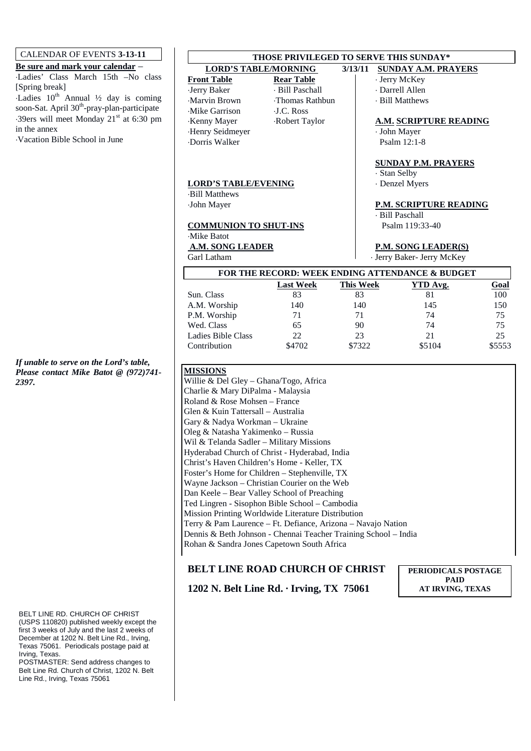CALENDAR OF EVENTS **3-13-11**

**Be sure and mark your calendar** –

- Ladies' Class March 15th –No class [Spring break]
- Ladies 10th Annual ½ day is coming soon-Sat. April 30th-pray-plan-participate
- 39ers will meet Monday 21st at 6:30 pm in the annex
- Vacation Bible School in June

***If unable to serve on the Lord's table, Please contact Mike Batot @ (972)741-2397.***

BELT LINE RD. CHURCH OF CHRIST (USPS 110820) published weekly except the first 3 weeks of July and the last 2 weeks of December at 1202 N. Belt Line Rd., Irving, Texas 75061. Periodicals postage paid at Irving, Texas.

POSTMASTER: Send address changes to Belt Line Rd. Church of Christ, 1202 N. Belt Line Rd., Irving, Texas 75061

## THOSE PRIVILEGED TO SERVE THIS SUNDAY*

**LORD'S TABLE/MORNING** 3/13/11

**Front Table**
- Jerry Baker
- Marvin Brown
- Mike Garrison
- Kenny Mayer
- Henry Seidmeyer
- Dorris Walker

**Rear Table**
- Bill Paschall
- Thomas Rathbun
- J.C. Ross
- Robert Taylor

**LORD'S TABLE/EVENING**
- Bill Matthews
- John Mayer

**COMMUNION TO SHUT-INS**
- Mike Batot

**A.M. SONG LEADER**
Garl Latham

**SUNDAY A.M. PRAYERS**
- Jerry McKey
- Darrell Allen
- Bill Matthews

**A.M. SCRIPTURE READING**
- John Mayer
  Psalm 12:1-8

**SUNDAY P.M. PRAYERS**
- Stan Selby
- Denzel Myers

**P.M. SCRIPTURE READING**
- Bill Paschall
  Psalm 119:33-40

**P.M. SONG LEADER(S)**
- Jerry Baker- Jerry McKey

## FOR THE RECORD: WEEK ENDING ATTENDANCE & BUDGET

| | Last Week | This Week | YTD Avg. | Goal |
|---|---|---|---|---|
| Sun. Class | 83 | 83 | 81 | 100 |
| A.M. Worship | 140 | 140 | 145 | 150 |
| P.M. Worship | 71 | 71 | 74 | 75 |
| Wed. Class | 65 | 90 | 74 | 75 |
| Ladies Bible Class | 22 | 23 | 21 | 25 |
| Contribution | $4702 | $7322 | $5104 | $5553 |

## MISSIONS

Willie & Del Gley – Ghana/Togo, Africa
Charlie & Mary DiPalma - Malaysia
Roland & Rose Mohsen – France
Glen & Kuin Tattersall – Australia
Gary & Nadya Workman – Ukraine
Oleg & Natasha Yakimenko – Russia
Wil & Telanda Sadler – Military Missions
Hyderabad Church of Christ - Hyderabad, India
Christ's Haven Children's Home - Keller, TX
Foster's Home for Children – Stephenville, TX
Wayne Jackson – Christian Courier on the Web
Dan Keele – Bear Valley School of Preaching
Ted Lingren - Sisophon Bible School – Cambodia
Mission Printing Worldwide Literature Distribution
Terry & Pam Laurence – Ft. Defiance, Arizona – Navajo Nation
Dennis & Beth Johnson - Chennai Teacher Training School – India
Rohan & Sandra Jones Capetown South Africa

## BELT LINE ROAD CHURCH OF CHRIST

**1202 N. Belt Line Rd. · Irving, TX 75061**

**PERIODICALS POSTAGE PAID AT IRVING, TEXAS**